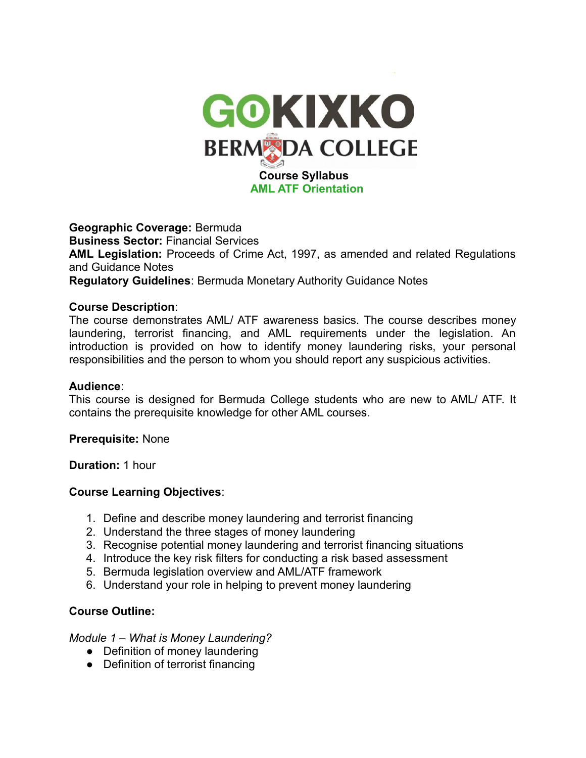GOKIXKO
BERMUDA COLLEGE

# Course Syllabus

## AML ATF Orientation

**Geographic Coverage:** Bermuda
**Business Sector:** Financial Services
**AML Legislation:** Proceeds of Crime Act, 1997, as amended and related Regulations and Guidance Notes
**Regulatory Guidelines**: Bermuda Monetary Authority Guidance Notes

**Course Description**:
The course demonstrates AML/ ATF awareness basics. The course describes money laundering, terrorist financing, and AML requirements under the legislation. An introduction is provided on how to identify money laundering risks, your personal responsibilities and the person to whom you should report any suspicious activities.

**Audience**:
This course is designed for Bermuda College students who are new to AML/ ATF. It contains the prerequisite knowledge for other AML courses.

**Prerequisite:** None

**Duration:** 1 hour

**Course Learning Objectives**:

1. Define and describe money laundering and terrorist financing
2. Understand the three stages of money laundering
3. Recognise potential money laundering and terrorist financing situations
4. Introduce the key risk filters for conducting a risk based assessment
5. Bermuda legislation overview and AML/ATF framework
6. Understand your role in helping to prevent money laundering

**Course Outline:**

*Module 1 – What is Money Laundering?*

- Definition of money laundering
- Definition of terrorist financing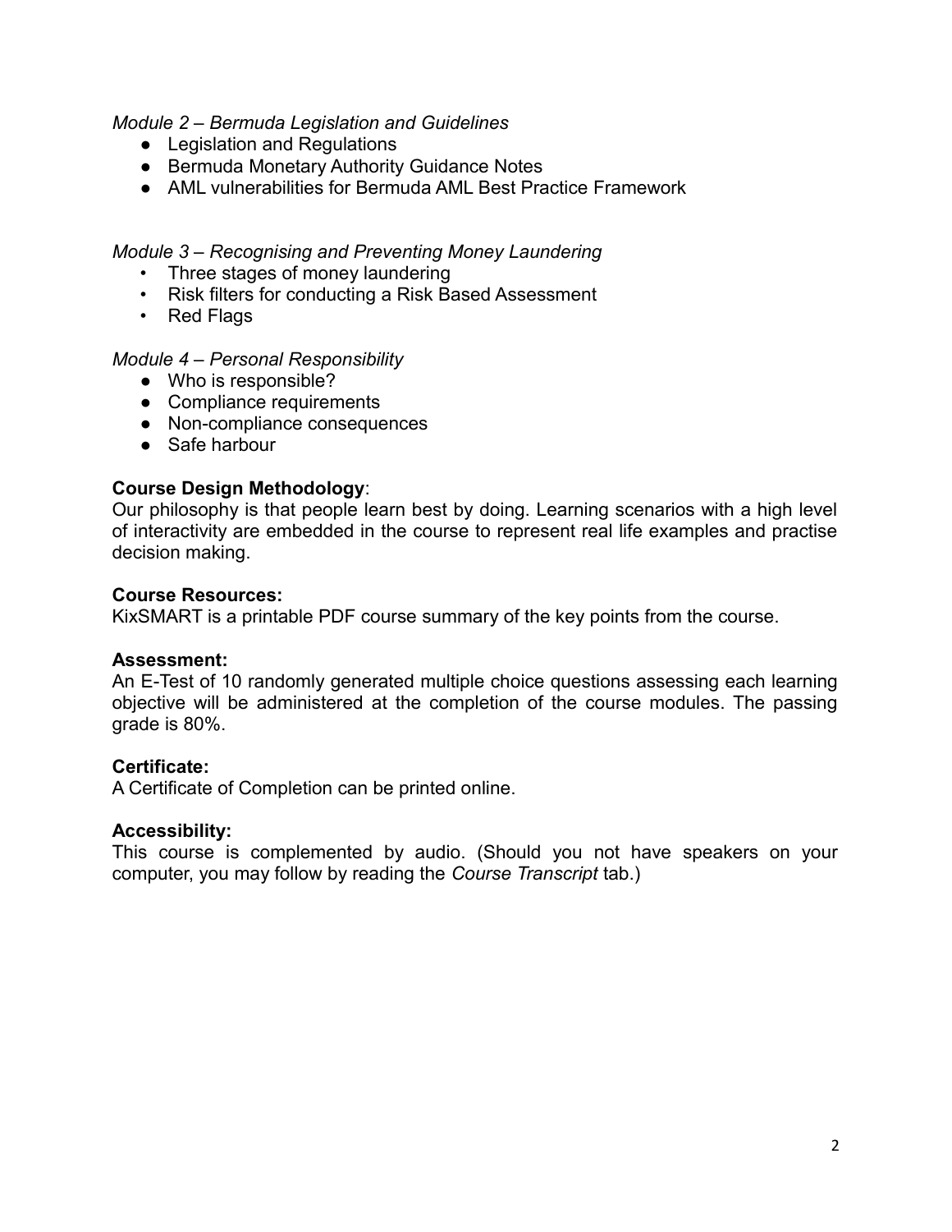*Module 2 – Bermuda Legislation and Guidelines*

- Legislation and Regulations
- Bermuda Monetary Authority Guidance Notes
- AML vulnerabilities for Bermuda AML Best Practice Framework

*Module 3 – Recognising and Preventing Money Laundering*

- Three stages of money laundering
- Risk filters for conducting a Risk Based Assessment
- Red Flags

*Module 4 – Personal Responsibility*

- Who is responsible?
- Compliance requirements
- Non-compliance consequences
- Safe harbour

**Course Design Methodology**:
Our philosophy is that people learn best by doing. Learning scenarios with a high level of interactivity are embedded in the course to represent real life examples and practise decision making.

**Course Resources:**
KixSMART is a printable PDF course summary of the key points from the course.

**Assessment:**
An E-Test of 10 randomly generated multiple choice questions assessing each learning objective will be administered at the completion of the course modules. The passing grade is 80%.

**Certificate:**
A Certificate of Completion can be printed online.

**Accessibility:**
This course is complemented by audio. (Should you not have speakers on your computer, you may follow by reading the *Course Transcript* tab.)